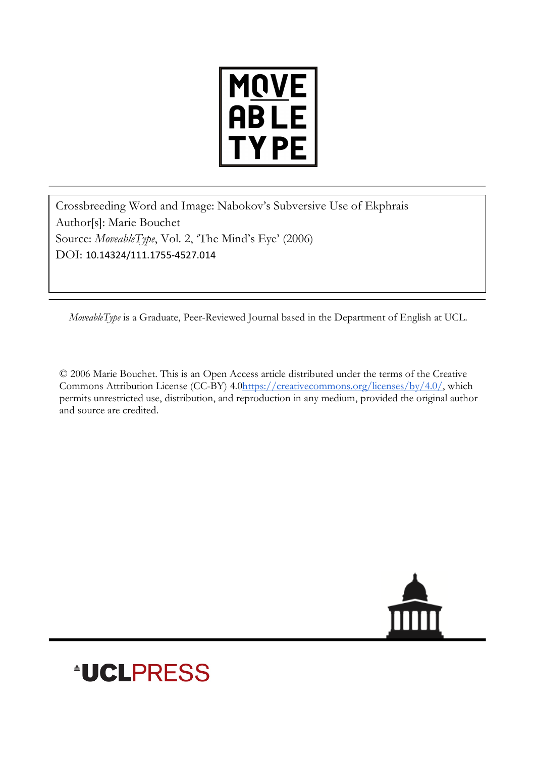MOVE ABLE TYPE

Crossbreeding Word and Image: Nabokov's Subversive Use of Ekphrais
Author[s]: Marie Bouchet
Source: *MoveableType*, Vol. 2, 'The Mind's Eye' (2006)
DOI: 10.14324/111.1755-4527.014

*MoveableType* is a Graduate, Peer-Reviewed Journal based in the Department of English at UCL.

© 2006 Marie Bouchet. This is an Open Access article distributed under the terms of the Creative Commons Attribution License (CC-BY) 4.0https://creativecommons.org/licenses/by/4.0/, which permits unrestricted use, distribution, and reproduction in any medium, provided the original author and source are credited.

UCLPRESS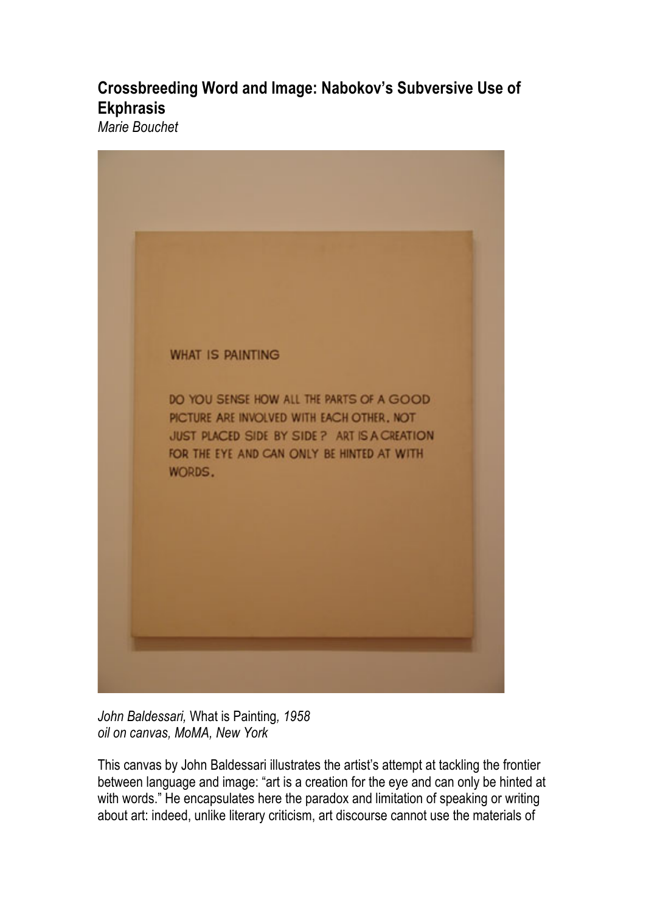# Crossbreeding Word and Image: Nabokov's Subversive Use of Ekphrasis

*Marie Bouchet*

WHAT IS PAINTING

DO YOU SENSE HOW ALL THE PARTS OF A GOOD PICTURE ARE INVOLVED WITH EACH OTHER, NOT JUST PLACED SIDE BY SIDE? ART IS A CREATION FOR THE EYE AND CAN ONLY BE HINTED AT WITH WORDS.

*John Baldessari,* What is Painting*, 1958*
*oil on canvas, MoMA, New York*

This canvas by John Baldessari illustrates the artist's attempt at tackling the frontier between language and image: "art is a creation for the eye and can only be hinted at with words." He encapsulates here the paradox and limitation of speaking or writing about art: indeed, unlike literary criticism, art discourse cannot use the materials of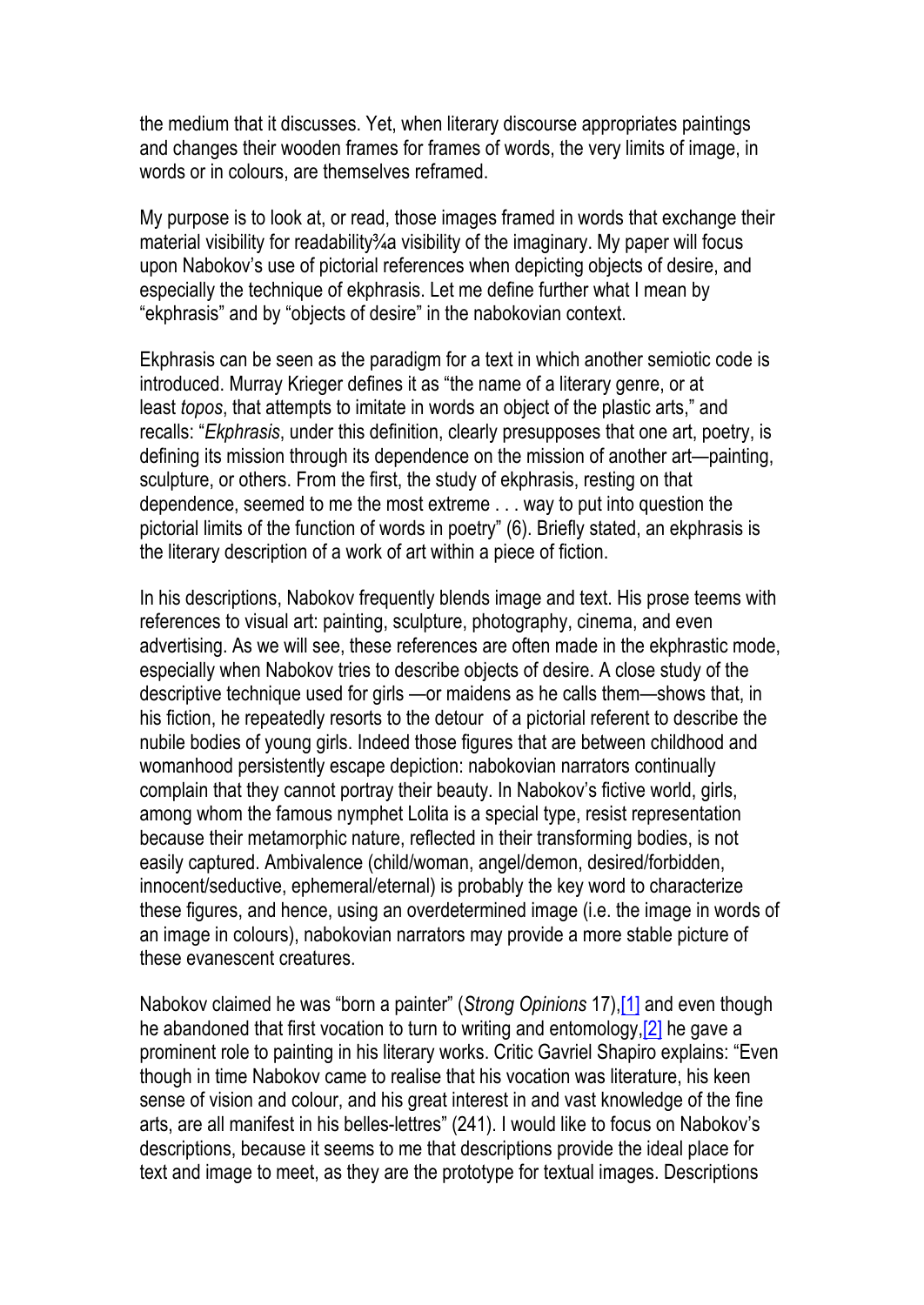the medium that it discusses. Yet, when literary discourse appropriates paintings and changes their wooden frames for frames of words, the very limits of image, in words or in colours, are themselves reframed.

My purpose is to look at, or read, those images framed in words that exchange their material visibility for readability¾a visibility of the imaginary. My paper will focus upon Nabokov's use of pictorial references when depicting objects of desire, and especially the technique of ekphrasis. Let me define further what I mean by "ekphrasis" and by "objects of desire" in the nabokovian context.

Ekphrasis can be seen as the paradigm for a text in which another semiotic code is introduced. Murray Krieger defines it as "the name of a literary genre, or at least *topos*, that attempts to imitate in words an object of the plastic arts," and recalls: "*Ekphrasis*, under this definition, clearly presupposes that one art, poetry, is defining its mission through its dependence on the mission of another art—painting, sculpture, or others. From the first, the study of ekphrasis, resting on that dependence, seemed to me the most extreme . . . way to put into question the pictorial limits of the function of words in poetry" (6). Briefly stated, an ekphrasis is the literary description of a work of art within a piece of fiction.

In his descriptions, Nabokov frequently blends image and text. His prose teems with references to visual art: painting, sculpture, photography, cinema, and even advertising. As we will see, these references are often made in the ekphrastic mode, especially when Nabokov tries to describe objects of desire. A close study of the descriptive technique used for girls —or maidens as he calls them—shows that, in his fiction, he repeatedly resorts to the detour of a pictorial referent to describe the nubile bodies of young girls. Indeed those figures that are between childhood and womanhood persistently escape depiction: nabokovian narrators continually complain that they cannot portray their beauty. In Nabokov's fictive world, girls, among whom the famous nymphet Lolita is a special type, resist representation because their metamorphic nature, reflected in their transforming bodies, is not easily captured. Ambivalence (child/woman, angel/demon, desired/forbidden, innocent/seductive, ephemeral/eternal) is probably the key word to characterize these figures, and hence, using an overdetermined image (i.e. the image in words of an image in colours), nabokovian narrators may provide a more stable picture of these evanescent creatures.

Nabokov claimed he was "born a painter" (*Strong Opinions* 17),[1] and even though he abandoned that first vocation to turn to writing and entomology,[2] he gave a prominent role to painting in his literary works. Critic Gavriel Shapiro explains: "Even though in time Nabokov came to realise that his vocation was literature, his keen sense of vision and colour, and his great interest in and vast knowledge of the fine arts, are all manifest in his belles-lettres" (241). I would like to focus on Nabokov's descriptions, because it seems to me that descriptions provide the ideal place for text and image to meet, as they are the prototype for textual images. Descriptions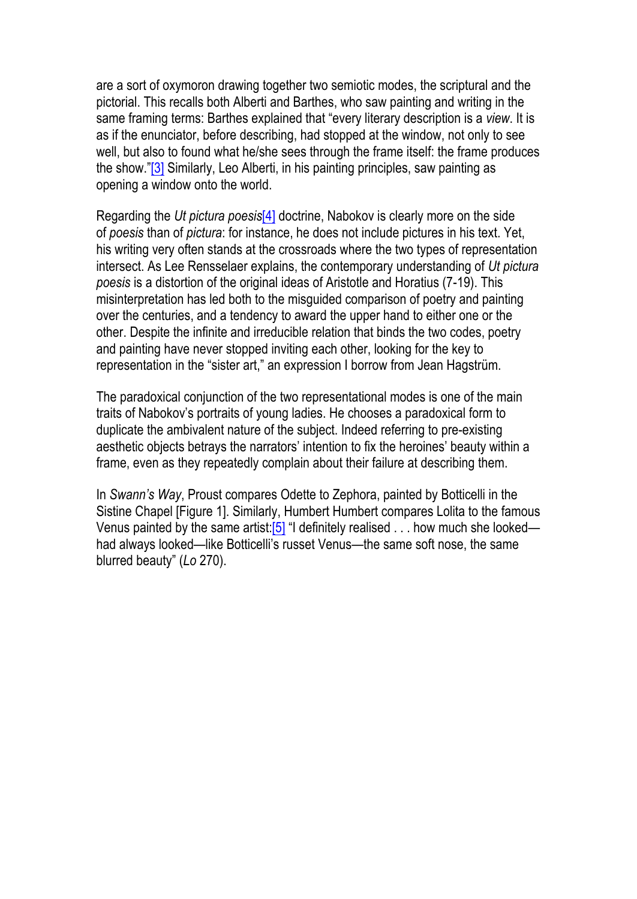are a sort of oxymoron drawing together two semiotic modes, the scriptural and the pictorial. This recalls both Alberti and Barthes, who saw painting and writing in the same framing terms: Barthes explained that "every literary description is a *view*. It is as if the enunciator, before describing, had stopped at the window, not only to see well, but also to found what he/she sees through the frame itself: the frame produces the show."[3] Similarly, Leo Alberti, in his painting principles, saw painting as opening a window onto the world.

Regarding the *Ut pictura poesis*[4] doctrine, Nabokov is clearly more on the side of *poesis* than of *pictura*: for instance, he does not include pictures in his text. Yet, his writing very often stands at the crossroads where the two types of representation intersect. As Lee Rensselaer explains, the contemporary understanding of *Ut pictura poesis* is a distortion of the original ideas of Aristotle and Horatius (7-19). This misinterpretation has led both to the misguided comparison of poetry and painting over the centuries, and a tendency to award the upper hand to either one or the other. Despite the infinite and irreducible relation that binds the two codes, poetry and painting have never stopped inviting each other, looking for the key to representation in the "sister art," an expression I borrow from Jean Hagstrüm.

The paradoxical conjunction of the two representational modes is one of the main traits of Nabokov's portraits of young ladies. He chooses a paradoxical form to duplicate the ambivalent nature of the subject. Indeed referring to pre-existing aesthetic objects betrays the narrators' intention to fix the heroines' beauty within a frame, even as they repeatedly complain about their failure at describing them.

In *Swann's Way*, Proust compares Odette to Zephora, painted by Botticelli in the Sistine Chapel [Figure 1]. Similarly, Humbert Humbert compares Lolita to the famous Venus painted by the same artist:[5] "I definitely realised . . . how much she looked—had always looked—like Botticelli's russet Venus—the same soft nose, the same blurred beauty" (*Lo* 270).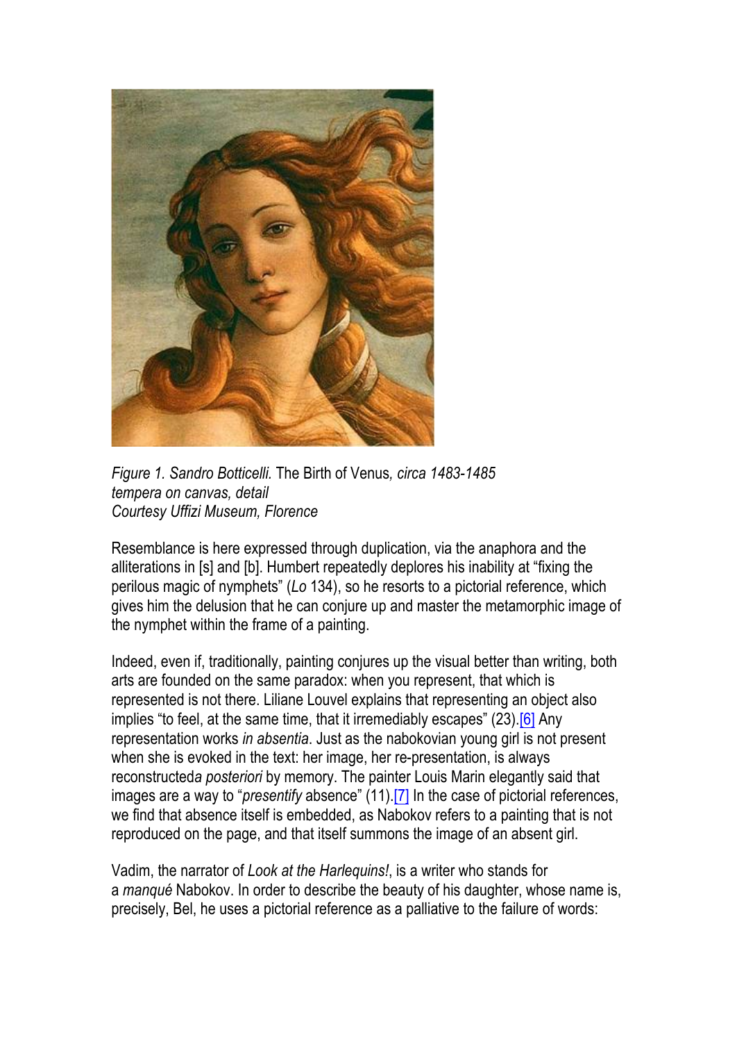*Figure 1. Sandro Botticelli.* The Birth of Venus*, circa 1483-1485*
*tempera on canvas, detail*
*Courtesy Uffizi Museum, Florence*

Resemblance is here expressed through duplication, via the anaphora and the alliterations in [s] and [b]. Humbert repeatedly deplores his inability at "fixing the perilous magic of nymphets" (*Lo* 134), so he resorts to a pictorial reference, which gives him the delusion that he can conjure up and master the metamorphic image of the nymphet within the frame of a painting.

Indeed, even if, traditionally, painting conjures up the visual better than writing, both arts are founded on the same paradox: when you represent, that which is represented is not there. Liliane Louvel explains that representing an object also implies "to feel, at the same time, that it irremediably escapes" (23).[6] Any representation works *in absentia*. Just as the nabokovian young girl is not present when she is evoked in the text: her image, her re-presentation, is always reconstructed*a posteriori* by memory. The painter Louis Marin elegantly said that images are a way to "*presentify* absence" (11).[7] In the case of pictorial references, we find that absence itself is embedded, as Nabokov refers to a painting that is not reproduced on the page, and that itself summons the image of an absent girl.

Vadim, the narrator of *Look at the Harlequins!*, is a writer who stands for a *manqué* Nabokov. In order to describe the beauty of his daughter, whose name is, precisely, Bel, he uses a pictorial reference as a palliative to the failure of words: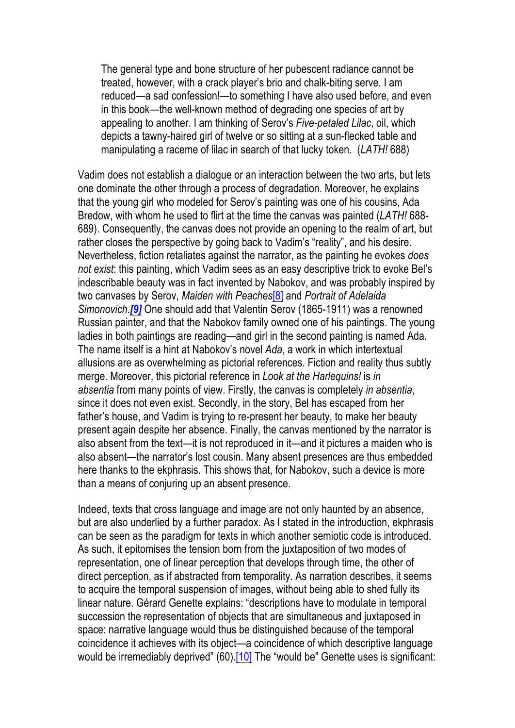> The general type and bone structure of her pubescent radiance cannot be treated, however, with a crack player's brio and chalk-biting serve. I am reduced—a sad confession!—to something I have also used before, and even in this book—the well-known method of degrading one species of art by appealing to another. I am thinking of Serov's *Five-petaled Lilac*, oil, which depicts a tawny-haired girl of twelve or so sitting at a sun-flecked table and manipulating a raceme of lilac in search of that lucky token. (*LATH!* 688)

Vadim does not establish a dialogue or an interaction between the two arts, but lets one dominate the other through a process of degradation. Moreover, he explains that the young girl who modeled for Serov's painting was one of his cousins, Ada Bredow, with whom he used to flirt at the time the canvas was painted (*LATH!* 688-689). Consequently, the canvas does not provide an opening to the realm of art, but rather closes the perspective by going back to Vadim's "reality", and his desire. Nevertheless, fiction retaliates against the narrator, as the painting he evokes *does not exist*: this painting, which Vadim sees as an easy descriptive trick to evoke Bel's indescribable beauty was in fact invented by Nabokov, and was probably inspired by two canvases by Serov, *Maiden with Peaches*[8] and *Portrait of Adelaida Simonovich*.***[9]*** One should add that Valentin Serov (1865-1911) was a renowned Russian painter, and that the Nabokov family owned one of his paintings. The young ladies in both paintings are reading—and girl in the second painting is named Ada. The name itself is a hint at Nabokov's novel *Ada*, a work in which intertextual allusions are as overwhelming as pictorial references. Fiction and reality thus subtly merge. Moreover, this pictorial reference in *Look at the Harlequins!* is *in absentia* from many points of view. Firstly, the canvas is completely *in absentia*, since it does not even exist. Secondly, in the story, Bel has escaped from her father's house, and Vadim is trying to re-present her beauty, to make her beauty present again despite her absence. Finally, the canvas mentioned by the narrator is also absent from the text—it is not reproduced in it—and it pictures a maiden who is also absent—the narrator's lost cousin. Many absent presences are thus embedded here thanks to the ekphrasis. This shows that, for Nabokov, such a device is more than a means of conjuring up an absent presence.

Indeed, texts that cross language and image are not only haunted by an absence, but are also underlied by a further paradox. As I stated in the introduction, ekphrasis can be seen as the paradigm for texts in which another semiotic code is introduced. As such, it epitomises the tension born from the juxtaposition of two modes of representation, one of linear perception that develops through time, the other of direct perception, as if abstracted from temporality. As narration describes, it seems to acquire the temporal suspension of images, without being able to shed fully its linear nature. Gérard Genette explains: "descriptions have to modulate in temporal succession the representation of objects that are simultaneous and juxtaposed in space: narrative language would thus be distinguished because of the temporal coincidence it achieves with its object—a coincidence of which descriptive language would be irremediably deprived" (60).[10] The "would be" Genette uses is significant: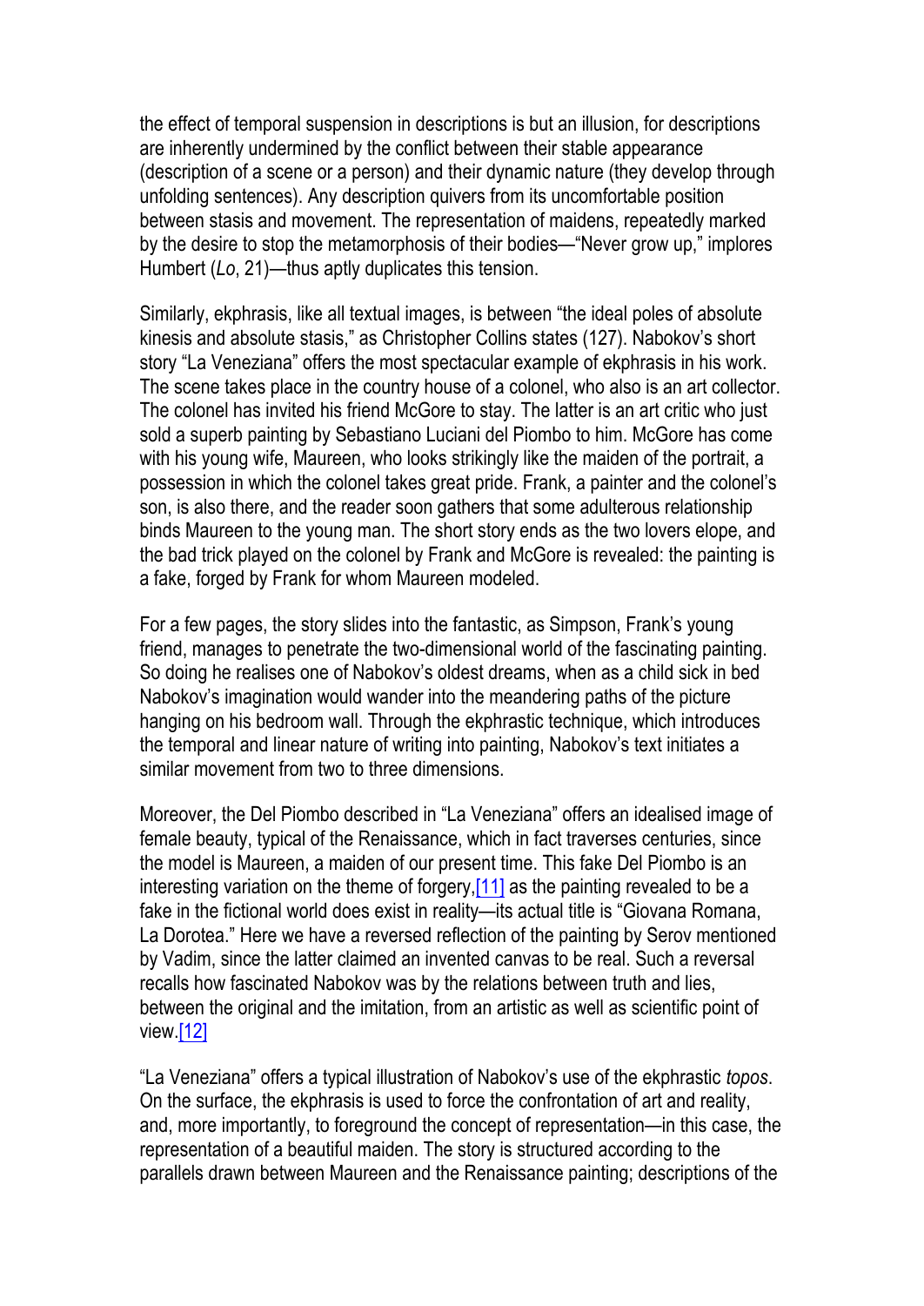the effect of temporal suspension in descriptions is but an illusion, for descriptions are inherently undermined by the conflict between their stable appearance (description of a scene or a person) and their dynamic nature (they develop through unfolding sentences). Any description quivers from its uncomfortable position between stasis and movement. The representation of maidens, repeatedly marked by the desire to stop the metamorphosis of their bodies—"Never grow up," implores Humbert (*Lo*, 21)—thus aptly duplicates this tension.

Similarly, ekphrasis, like all textual images, is between "the ideal poles of absolute kinesis and absolute stasis," as Christopher Collins states (127). Nabokov's short story "La Veneziana" offers the most spectacular example of ekphrasis in his work. The scene takes place in the country house of a colonel, who also is an art collector. The colonel has invited his friend McGore to stay. The latter is an art critic who just sold a superb painting by Sebastiano Luciani del Piombo to him. McGore has come with his young wife, Maureen, who looks strikingly like the maiden of the portrait, a possession in which the colonel takes great pride. Frank, a painter and the colonel's son, is also there, and the reader soon gathers that some adulterous relationship binds Maureen to the young man. The short story ends as the two lovers elope, and the bad trick played on the colonel by Frank and McGore is revealed: the painting is a fake, forged by Frank for whom Maureen modeled.

For a few pages, the story slides into the fantastic, as Simpson, Frank's young friend, manages to penetrate the two-dimensional world of the fascinating painting. So doing he realises one of Nabokov's oldest dreams, when as a child sick in bed Nabokov's imagination would wander into the meandering paths of the picture hanging on his bedroom wall. Through the ekphrastic technique, which introduces the temporal and linear nature of writing into painting, Nabokov's text initiates a similar movement from two to three dimensions.

Moreover, the Del Piombo described in "La Veneziana" offers an idealised image of female beauty, typical of the Renaissance, which in fact traverses centuries, since the model is Maureen, a maiden of our present time. This fake Del Piombo is an interesting variation on the theme of forgery,[11] as the painting revealed to be a fake in the fictional world does exist in reality—its actual title is "Giovana Romana, La Dorotea." Here we have a reversed reflection of the painting by Serov mentioned by Vadim, since the latter claimed an invented canvas to be real. Such a reversal recalls how fascinated Nabokov was by the relations between truth and lies, between the original and the imitation, from an artistic as well as scientific point of view.[12]

"La Veneziana" offers a typical illustration of Nabokov's use of the ekphrastic *topos*. On the surface, the ekphrasis is used to force the confrontation of art and reality, and, more importantly, to foreground the concept of representation—in this case, the representation of a beautiful maiden. The story is structured according to the parallels drawn between Maureen and the Renaissance painting; descriptions of the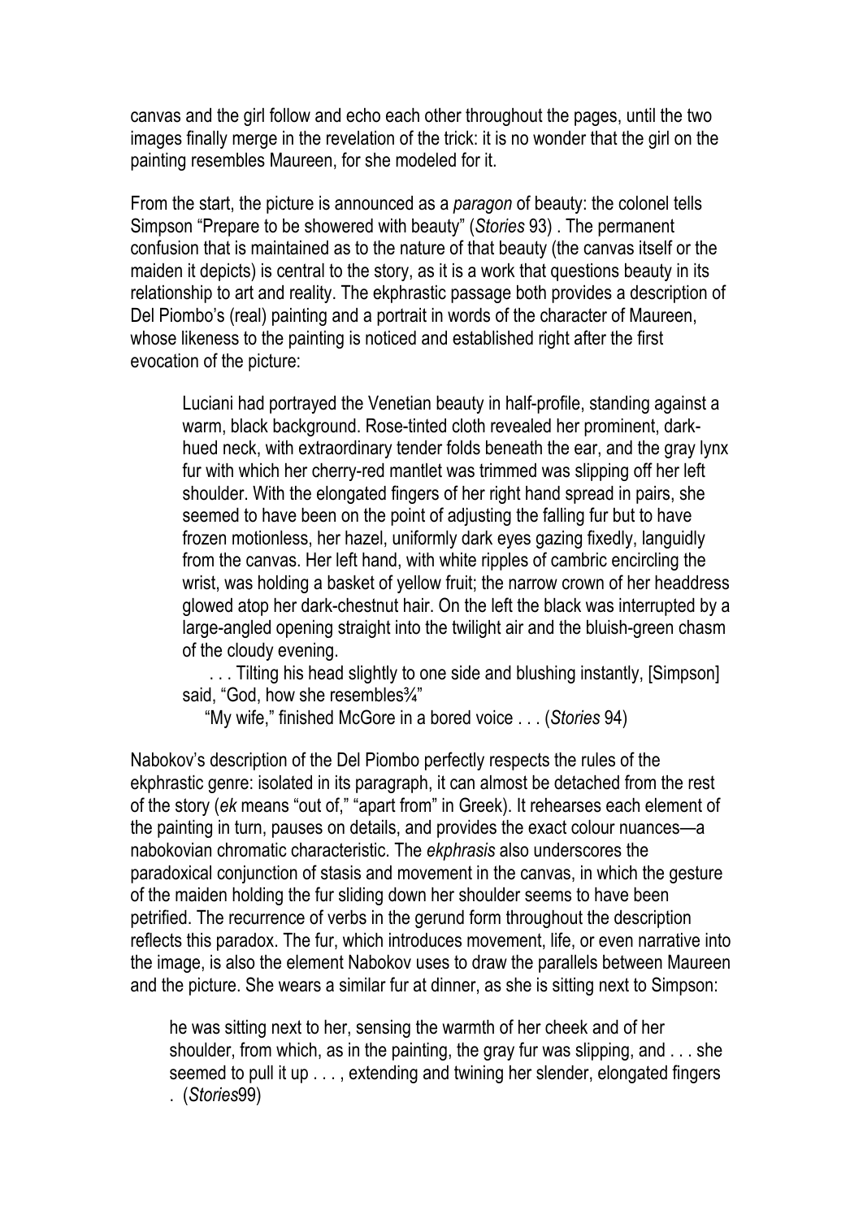canvas and the girl follow and echo each other throughout the pages, until the two images finally merge in the revelation of the trick: it is no wonder that the girl on the painting resembles Maureen, for she modeled for it.

From the start, the picture is announced as a *paragon* of beauty: the colonel tells Simpson "Prepare to be showered with beauty" (*Stories* 93) . The permanent confusion that is maintained as to the nature of that beauty (the canvas itself or the maiden it depicts) is central to the story, as it is a work that questions beauty in its relationship to art and reality. The ekphrastic passage both provides a description of Del Piombo's (real) painting and a portrait in words of the character of Maureen, whose likeness to the painting is noticed and established right after the first evocation of the picture:

> Luciani had portrayed the Venetian beauty in half-profile, standing against a warm, black background. Rose-tinted cloth revealed her prominent, dark-hued neck, with extraordinary tender folds beneath the ear, and the gray lynx fur with which her cherry-red mantlet was trimmed was slipping off her left shoulder. With the elongated fingers of her right hand spread in pairs, she seemed to have been on the point of adjusting the falling fur but to have frozen motionless, her hazel, uniformly dark eyes gazing fixedly, languidly from the canvas. Her left hand, with white ripples of cambric encircling the wrist, was holding a basket of yellow fruit; the narrow crown of her headdress glowed atop her dark-chestnut hair. On the left the black was interrupted by a large-angled opening straight into the twilight air and the bluish-green chasm of the cloudy evening.
>
> . . . Tilting his head slightly to one side and blushing instantly, [Simpson] said, "God, how she resembles¾"
>
> "My wife," finished McGore in a bored voice . . . (*Stories* 94)

Nabokov's description of the Del Piombo perfectly respects the rules of the ekphrastic genre: isolated in its paragraph, it can almost be detached from the rest of the story (*ek* means "out of," "apart from" in Greek). It rehearses each element of the painting in turn, pauses on details, and provides the exact colour nuances—a nabokovian chromatic characteristic. The *ekphrasis* also underscores the paradoxical conjunction of stasis and movement in the canvas, in which the gesture of the maiden holding the fur sliding down her shoulder seems to have been petrified. The recurrence of verbs in the gerund form throughout the description reflects this paradox. The fur, which introduces movement, life, or even narrative into the image, is also the element Nabokov uses to draw the parallels between Maureen and the picture. She wears a similar fur at dinner, as she is sitting next to Simpson:

> he was sitting next to her, sensing the warmth of her cheek and of her shoulder, from which, as in the painting, the gray fur was slipping, and . . . she seemed to pull it up . . . , extending and twining her slender, elongated fingers . (*Stories*99)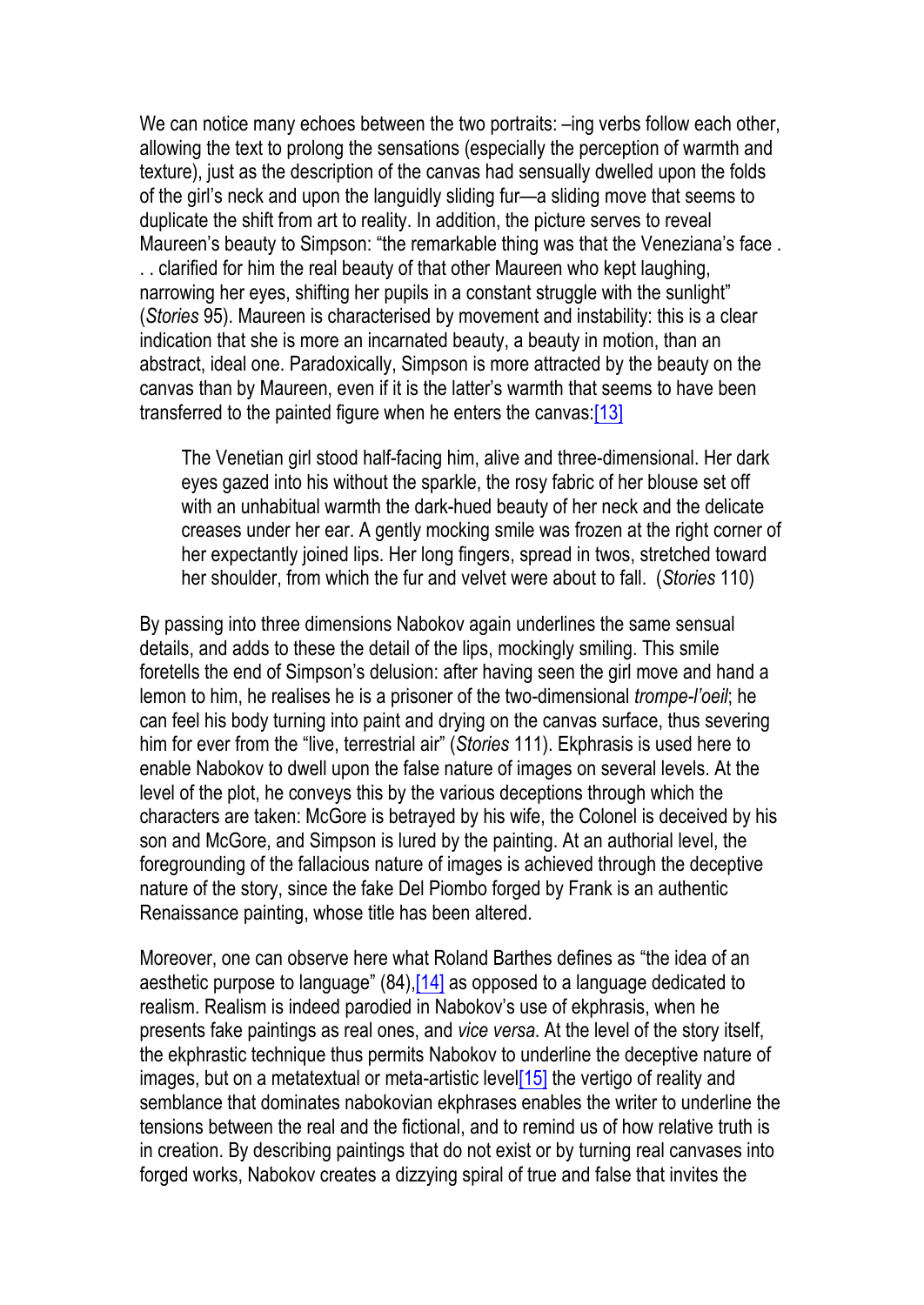We can notice many echoes between the two portraits: –ing verbs follow each other, allowing the text to prolong the sensations (especially the perception of warmth and texture), just as the description of the canvas had sensually dwelled upon the folds of the girl's neck and upon the languidly sliding fur—a sliding move that seems to duplicate the shift from art to reality. In addition, the picture serves to reveal Maureen's beauty to Simpson: "the remarkable thing was that the Veneziana's face . . . clarified for him the real beauty of that other Maureen who kept laughing, narrowing her eyes, shifting her pupils in a constant struggle with the sunlight" (*Stories* 95). Maureen is characterised by movement and instability: this is a clear indication that she is more an incarnated beauty, a beauty in motion, than an abstract, ideal one. Paradoxically, Simpson is more attracted by the beauty on the canvas than by Maureen, even if it is the latter's warmth that seems to have been transferred to the painted figure when he enters the canvas:[13]

> The Venetian girl stood half-facing him, alive and three-dimensional. Her dark eyes gazed into his without the sparkle, the rosy fabric of her blouse set off with an unhabitual warmth the dark-hued beauty of her neck and the delicate creases under her ear. A gently mocking smile was frozen at the right corner of her expectantly joined lips. Her long fingers, spread in twos, stretched toward her shoulder, from which the fur and velvet were about to fall. (*Stories* 110)

By passing into three dimensions Nabokov again underlines the same sensual details, and adds to these the detail of the lips, mockingly smiling. This smile foretells the end of Simpson's delusion: after having seen the girl move and hand a lemon to him, he realises he is a prisoner of the two-dimensional *trompe-l'oeil*; he can feel his body turning into paint and drying on the canvas surface, thus severing him for ever from the "live, terrestrial air" (*Stories* 111). Ekphrasis is used here to enable Nabokov to dwell upon the false nature of images on several levels. At the level of the plot, he conveys this by the various deceptions through which the characters are taken: McGore is betrayed by his wife, the Colonel is deceived by his son and McGore, and Simpson is lured by the painting. At an authorial level, the foregrounding of the fallacious nature of images is achieved through the deceptive nature of the story, since the fake Del Piombo forged by Frank is an authentic Renaissance painting, whose title has been altered.

Moreover, one can observe here what Roland Barthes defines as "the idea of an aesthetic purpose to language" (84),[14] as opposed to a language dedicated to realism. Realism is indeed parodied in Nabokov's use of ekphrasis, when he presents fake paintings as real ones, and *vice versa*. At the level of the story itself, the ekphrastic technique thus permits Nabokov to underline the deceptive nature of images, but on a metatextual or meta-artistic level[15] the vertigo of reality and semblance that dominates nabokovian ekphrases enables the writer to underline the tensions between the real and the fictional, and to remind us of how relative truth is in creation. By describing paintings that do not exist or by turning real canvases into forged works, Nabokov creates a dizzying spiral of true and false that invites the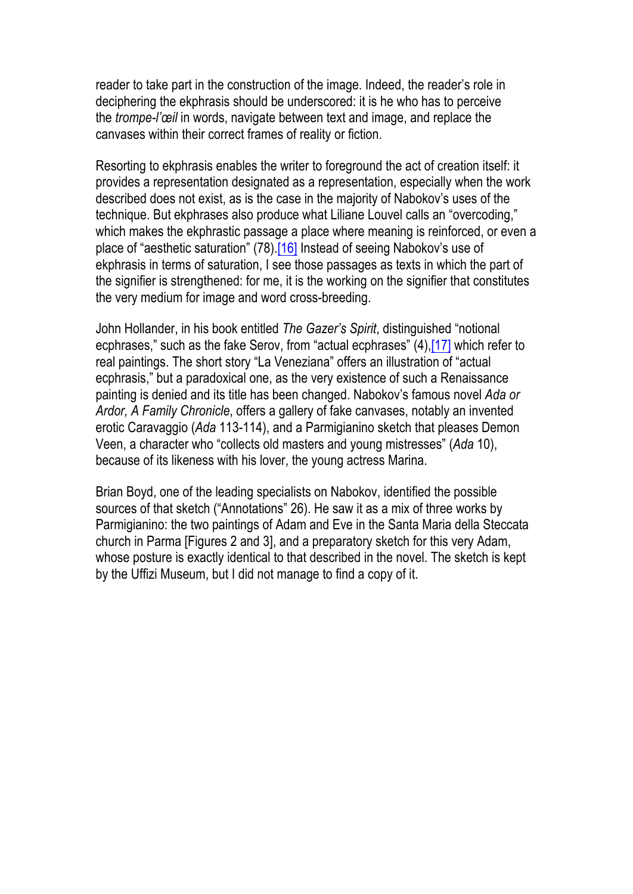reader to take part in the construction of the image. Indeed, the reader's role in deciphering the ekphrasis should be underscored: it is he who has to perceive the *trompe-l'œil* in words, navigate between text and image, and replace the canvases within their correct frames of reality or fiction.

Resorting to ekphrasis enables the writer to foreground the act of creation itself: it provides a representation designated as a representation, especially when the work described does not exist, as is the case in the majority of Nabokov's uses of the technique. But ekphrases also produce what Liliane Louvel calls an "overcoding," which makes the ekphrastic passage a place where meaning is reinforced, or even a place of "aesthetic saturation" (78).[16] Instead of seeing Nabokov's use of ekphrasis in terms of saturation, I see those passages as texts in which the part of the signifier is strengthened: for me, it is the working on the signifier that constitutes the very medium for image and word cross-breeding.

John Hollander, in his book entitled *The Gazer's Spirit*, distinguished "notional ecphrases," such as the fake Serov, from "actual ecphrases" (4),[17] which refer to real paintings. The short story "La Veneziana" offers an illustration of "actual ecphrasis," but a paradoxical one, as the very existence of such a Renaissance painting is denied and its title has been changed. Nabokov's famous novel *Ada or Ardor, A Family Chronicle*, offers a gallery of fake canvases, notably an invented erotic Caravaggio (*Ada* 113-114), and a Parmigianino sketch that pleases Demon Veen, a character who "collects old masters and young mistresses" (*Ada* 10), because of its likeness with his lover, the young actress Marina.

Brian Boyd, one of the leading specialists on Nabokov, identified the possible sources of that sketch ("Annotations" 26). He saw it as a mix of three works by Parmigianino: the two paintings of Adam and Eve in the Santa Maria della Steccata church in Parma [Figures 2 and 3], and a preparatory sketch for this very Adam, whose posture is exactly identical to that described in the novel. The sketch is kept by the Uffizi Museum, but I did not manage to find a copy of it.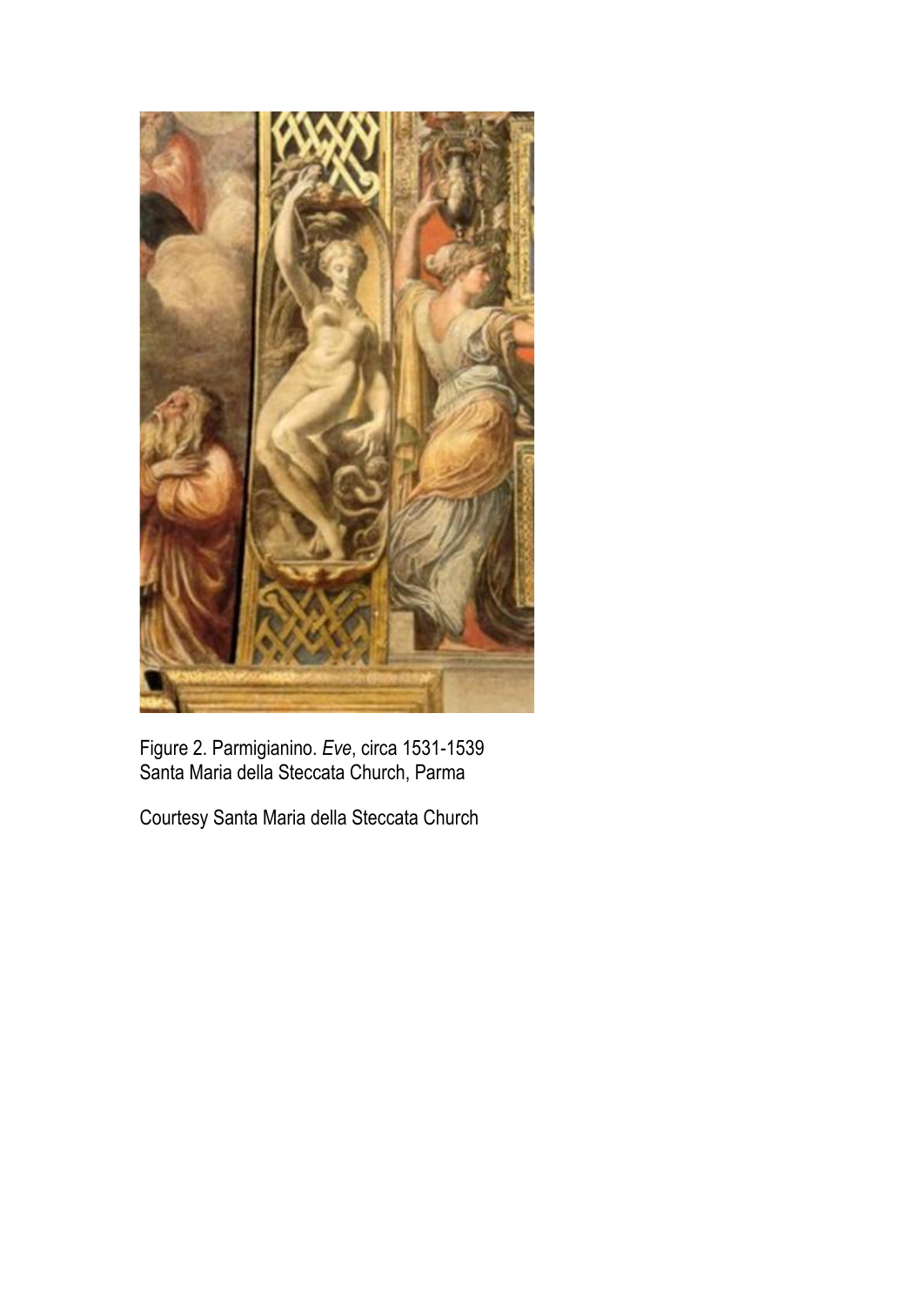Figure 2. Parmigianino. *Eve*, circa 1531-1539
Santa Maria della Steccata Church, Parma

Courtesy Santa Maria della Steccata Church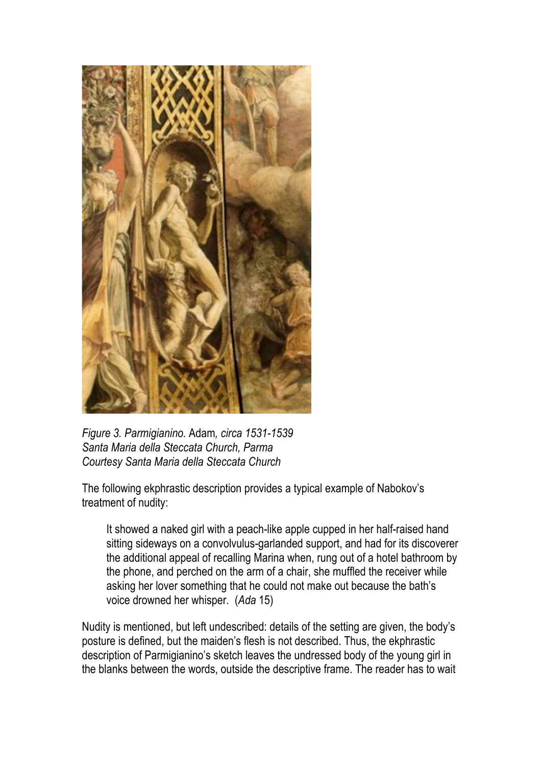*Figure 3. Parmigianino.* Adam*, circa 1531-1539*
*Santa Maria della Steccata Church, Parma*
*Courtesy Santa Maria della Steccata Church*

The following ekphrastic description provides a typical example of Nabokov's treatment of nudity:

> It showed a naked girl with a peach-like apple cupped in her half-raised hand sitting sideways on a convolvulus-garlanded support, and had for its discoverer the additional appeal of recalling Marina when, rung out of a hotel bathroom by the phone, and perched on the arm of a chair, she muffled the receiver while asking her lover something that he could not make out because the bath's voice drowned her whisper. (*Ada* 15)

Nudity is mentioned, but left undescribed: details of the setting are given, the body's posture is defined, but the maiden's flesh is not described. Thus, the ekphrastic description of Parmigianino's sketch leaves the undressed body of the young girl in the blanks between the words, outside the descriptive frame. The reader has to wait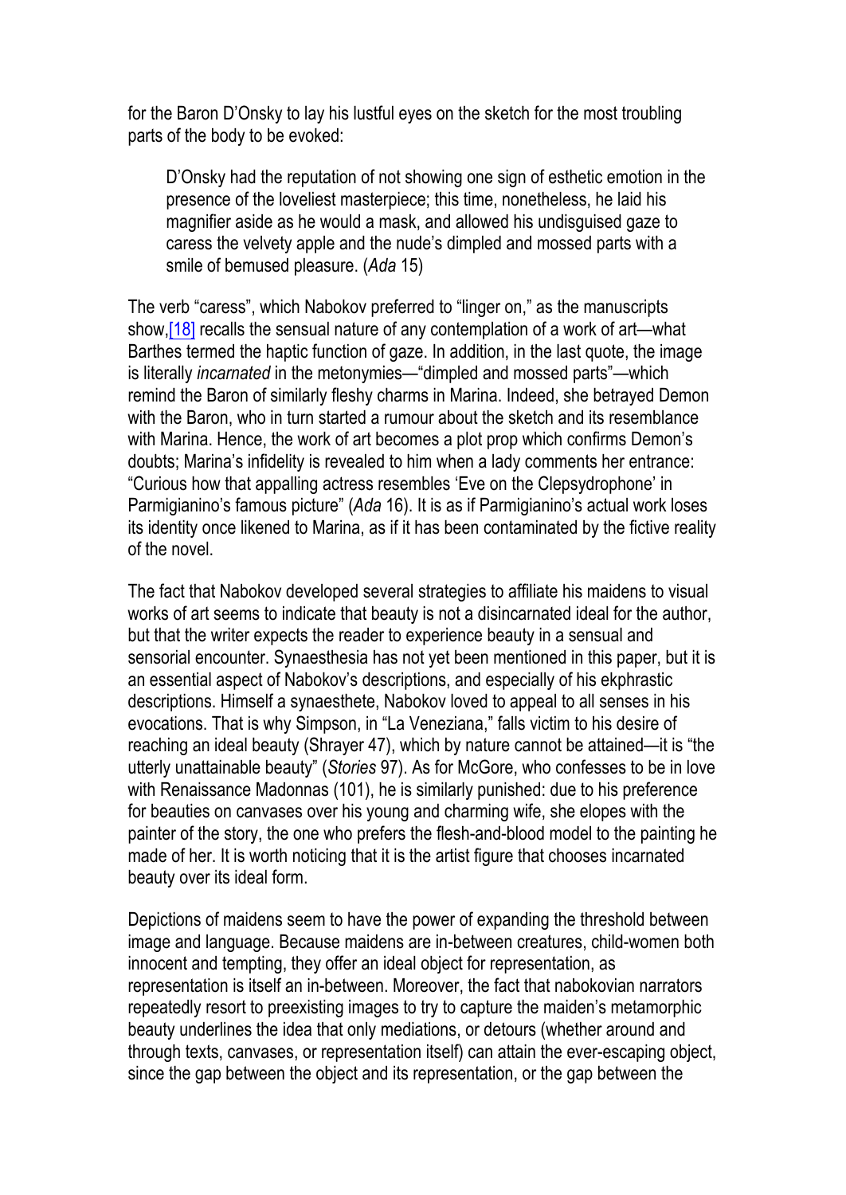for the Baron D'Onsky to lay his lustful eyes on the sketch for the most troubling parts of the body to be evoked:

> D'Onsky had the reputation of not showing one sign of esthetic emotion in the presence of the loveliest masterpiece; this time, nonetheless, he laid his magnifier aside as he would a mask, and allowed his undisguised gaze to caress the velvety apple and the nude's dimpled and mossed parts with a smile of bemused pleasure. (*Ada* 15)

The verb "caress", which Nabokov preferred to "linger on," as the manuscripts show,[18] recalls the sensual nature of any contemplation of a work of art—what Barthes termed the haptic function of gaze. In addition, in the last quote, the image is literally *incarnated* in the metonymies—"dimpled and mossed parts"—which remind the Baron of similarly fleshy charms in Marina. Indeed, she betrayed Demon with the Baron, who in turn started a rumour about the sketch and its resemblance with Marina. Hence, the work of art becomes a plot prop which confirms Demon's doubts; Marina's infidelity is revealed to him when a lady comments her entrance: "Curious how that appalling actress resembles 'Eve on the Clepsydrophone' in Parmigianino's famous picture" (*Ada* 16). It is as if Parmigianino's actual work loses its identity once likened to Marina, as if it has been contaminated by the fictive reality of the novel.

The fact that Nabokov developed several strategies to affiliate his maidens to visual works of art seems to indicate that beauty is not a disincarnated ideal for the author, but that the writer expects the reader to experience beauty in a sensual and sensorial encounter. Synaesthesia has not yet been mentioned in this paper, but it is an essential aspect of Nabokov's descriptions, and especially of his ekphrastic descriptions. Himself a synaesthete, Nabokov loved to appeal to all senses in his evocations. That is why Simpson, in "La Veneziana," falls victim to his desire of reaching an ideal beauty (Shrayer 47), which by nature cannot be attained—it is "the utterly unattainable beauty" (*Stories* 97). As for McGore, who confesses to be in love with Renaissance Madonnas (101), he is similarly punished: due to his preference for beauties on canvases over his young and charming wife, she elopes with the painter of the story, the one who prefers the flesh-and-blood model to the painting he made of her. It is worth noticing that it is the artist figure that chooses incarnated beauty over its ideal form.

Depictions of maidens seem to have the power of expanding the threshold between image and language. Because maidens are in-between creatures, child-women both innocent and tempting, they offer an ideal object for representation, as representation is itself an in-between. Moreover, the fact that nabokovian narrators repeatedly resort to preexisting images to try to capture the maiden's metamorphic beauty underlines the idea that only mediations, or detours (whether around and through texts, canvases, or representation itself) can attain the ever-escaping object, since the gap between the object and its representation, or the gap between the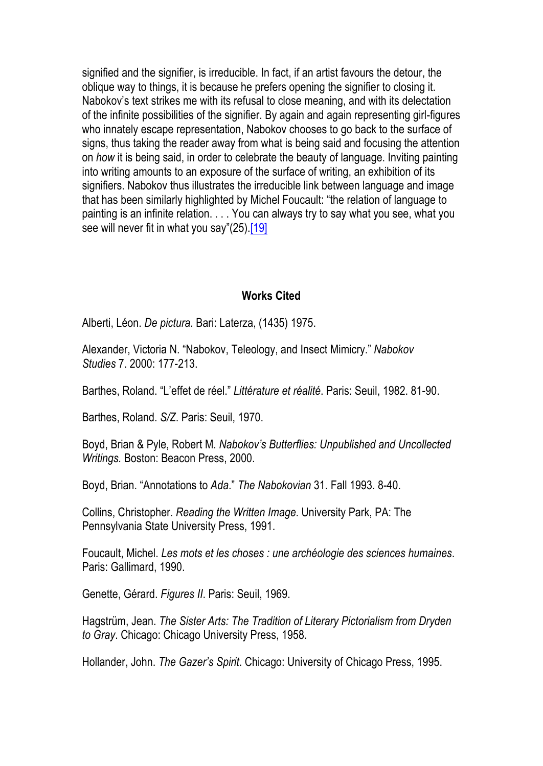signified and the signifier, is irreducible. In fact, if an artist favours the detour, the oblique way to things, it is because he prefers opening the signifier to closing it. Nabokov's text strikes me with its refusal to close meaning, and with its delectation of the infinite possibilities of the signifier. By again and again representing girl-figures who innately escape representation, Nabokov chooses to go back to the surface of signs, thus taking the reader away from what is being said and focusing the attention on *how* it is being said, in order to celebrate the beauty of language. Inviting painting into writing amounts to an exposure of the surface of writing, an exhibition of its signifiers. Nabokov thus illustrates the irreducible link between language and image that has been similarly highlighted by Michel Foucault: "the relation of language to painting is an infinite relation. . . . You can always try to say what you see, what you see will never fit in what you say"(25).[19]

## Works Cited

Alberti, Léon. *De pictura*. Bari: Laterza, (1435) 1975.

Alexander, Victoria N. "Nabokov, Teleology, and Insect Mimicry." *Nabokov Studies* 7. 2000: 177-213.

Barthes, Roland. "L'effet de réel." *Littérature et réalité*. Paris: Seuil, 1982. 81-90.

Barthes, Roland. *S/Z*. Paris: Seuil, 1970.

Boyd, Brian & Pyle, Robert M. *Nabokov's Butterflies: Unpublished and Uncollected Writings.* Boston: Beacon Press, 2000.

Boyd, Brian. "Annotations to *Ada*." *The Nabokovian* 31. Fall 1993. 8-40.

Collins, Christopher. *Reading the Written Image*. University Park, PA: The Pennsylvania State University Press, 1991.

Foucault, Michel. *Les mots et les choses : une archéologie des sciences humaines*. Paris: Gallimard, 1990.

Genette, Gérard. *Figures II*. Paris: Seuil, 1969.

Hagstrüm, Jean. *The Sister Arts: The Tradition of Literary Pictorialism from Dryden to Gray*. Chicago: Chicago University Press, 1958.

Hollander, John. *The Gazer's Spirit*. Chicago: University of Chicago Press, 1995.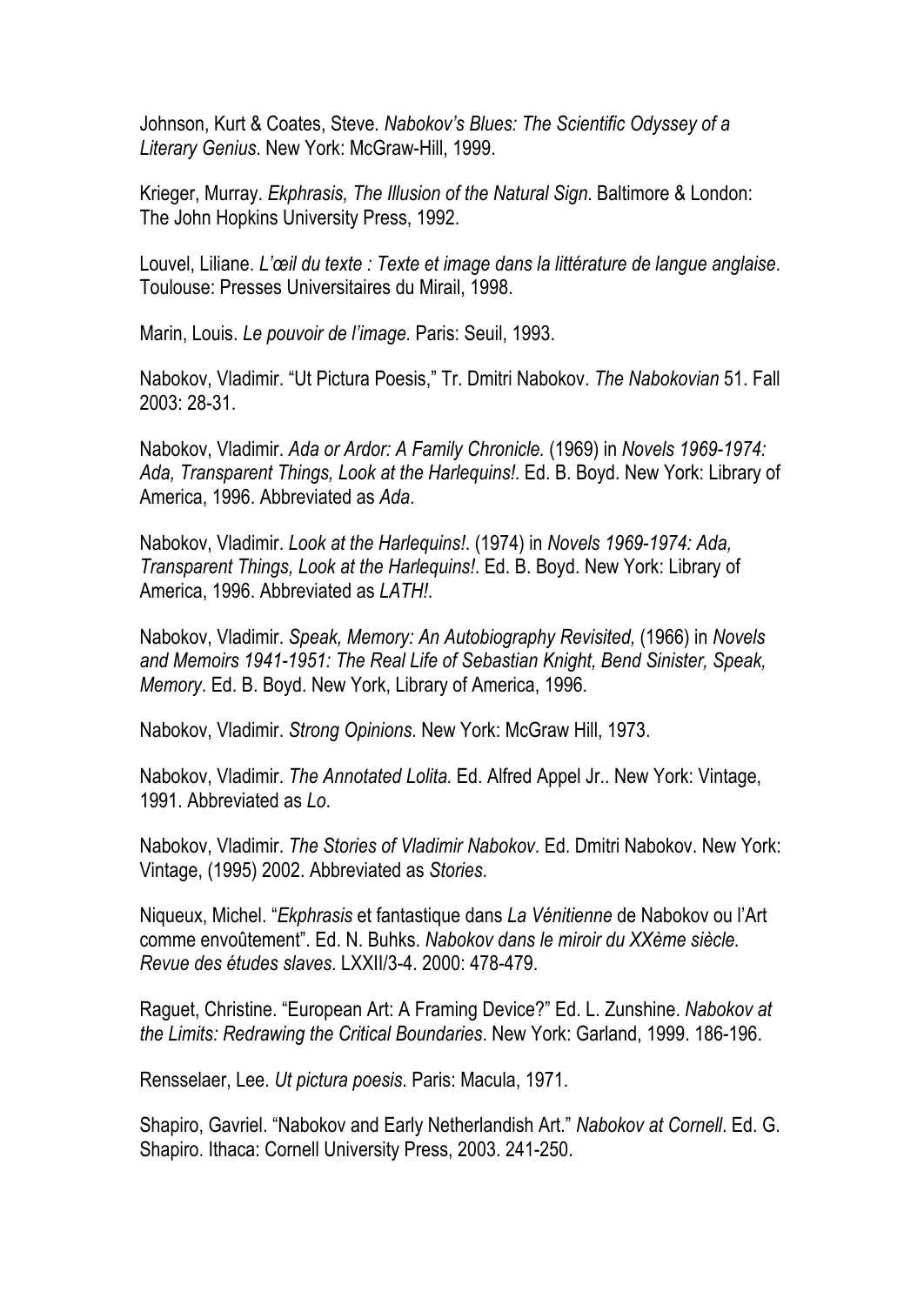Johnson, Kurt & Coates, Steve. *Nabokov's Blues: The Scientific Odyssey of a Literary Genius*. New York: McGraw-Hill, 1999.

Krieger, Murray. *Ekphrasis, The Illusion of the Natural Sign*. Baltimore & London: The John Hopkins University Press, 1992.

Louvel, Liliane. *L'œil du texte : Texte et image dans la littérature de langue anglaise*. Toulouse: Presses Universitaires du Mirail, 1998.

Marin, Louis. *Le pouvoir de l'image.* Paris: Seuil, 1993.

Nabokov, Vladimir. "Ut Pictura Poesis," Tr. Dmitri Nabokov. *The Nabokovian* 51. Fall 2003: 28-31.

Nabokov, Vladimir. *Ada or Ardor: A Family Chronicle.* (1969) in *Novels 1969-1974: Ada, Transparent Things, Look at the Harlequins!*. Ed. B. Boyd. New York: Library of America, 1996. Abbreviated as *Ada*.

Nabokov, Vladimir. *Look at the Harlequins!*. (1974) in *Novels 1969-1974: Ada, Transparent Things, Look at the Harlequins!*. Ed. B. Boyd. New York: Library of America, 1996. Abbreviated as *LATH!*.

Nabokov, Vladimir. *Speak, Memory: An Autobiography Revisited,* (1966) in *Novels and Memoirs 1941-1951: The Real Life of Sebastian Knight, Bend Sinister, Speak, Memory*. Ed. B. Boyd. New York, Library of America, 1996.

Nabokov, Vladimir. *Strong Opinions*. New York: McGraw Hill, 1973.

Nabokov, Vladimir. *The Annotated Lolita.* Ed. Alfred Appel Jr.. New York: Vintage, 1991. Abbreviated as *Lo*.

Nabokov, Vladimir. *The Stories of Vladimir Nabokov*. Ed. Dmitri Nabokov. New York: Vintage, (1995) 2002. Abbreviated as *Stories*.

Niqueux, Michel. "*Ekphrasis* et fantastique dans *La Vénitienne* de Nabokov ou l'Art comme envoûtement". Ed. N. Buhks. *Nabokov dans le miroir du XXème siècle. Revue des études slaves*. LXXII/3-4. 2000: 478-479.

Raguet, Christine. "European Art: A Framing Device?" Ed. L. Zunshine. *Nabokov at the Limits: Redrawing the Critical Boundaries*. New York: Garland, 1999. 186-196.

Rensselaer, Lee. *Ut pictura poesis*. Paris: Macula, 1971.

Shapiro, Gavriel. "Nabokov and Early Netherlandish Art." *Nabokov at Cornell*. Ed. G. Shapiro. Ithaca: Cornell University Press, 2003. 241-250.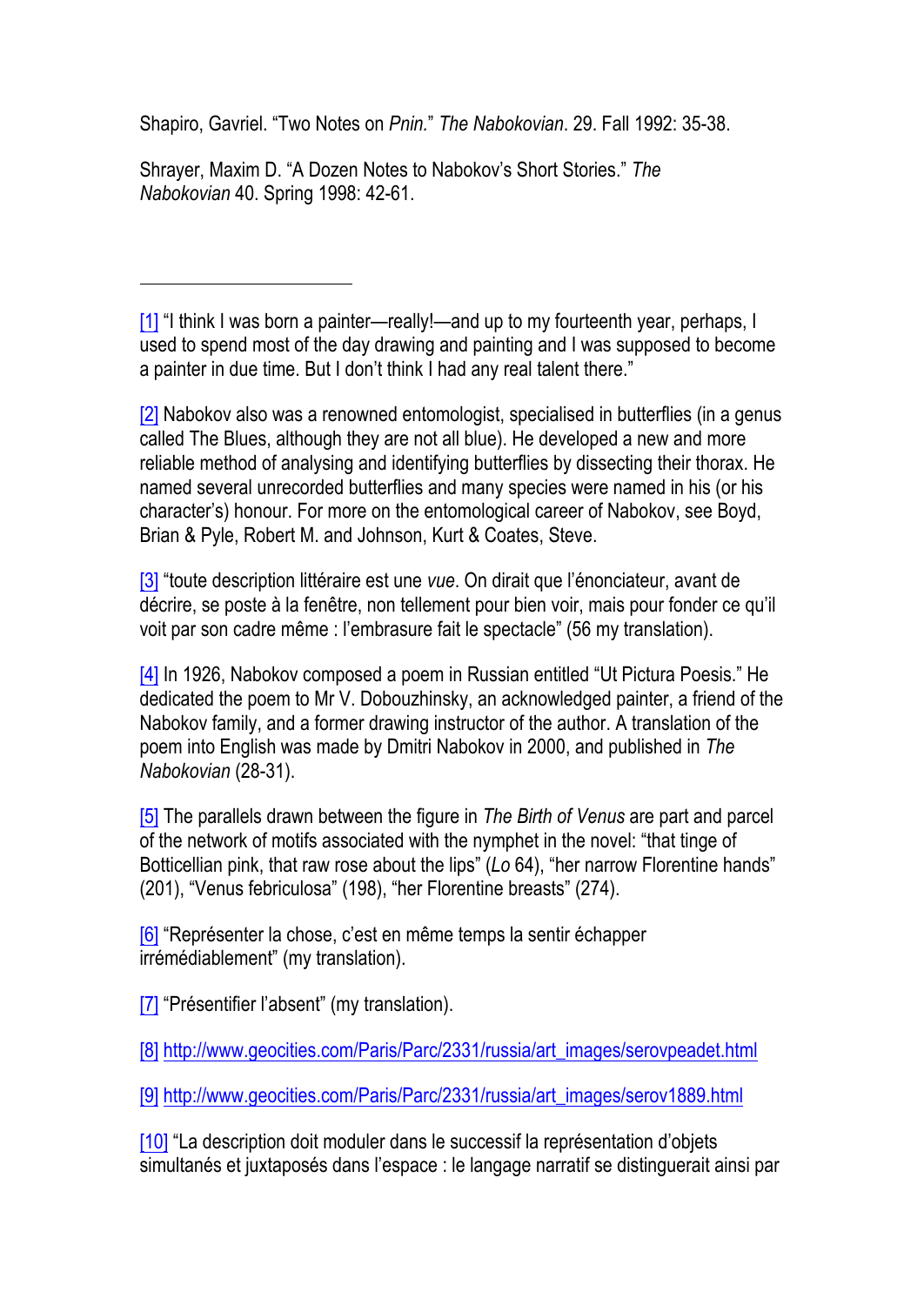Shapiro, Gavriel. "Two Notes on *Pnin.*" *The Nabokovian*. 29. Fall 1992: 35-38.

Shrayer, Maxim D. "A Dozen Notes to Nabokov's Short Stories." *The Nabokovian* 40. Spring 1998: 42-61.

---

[1] "I think I was born a painter—really!—and up to my fourteenth year, perhaps, I used to spend most of the day drawing and painting and I was supposed to become a painter in due time. But I don't think I had any real talent there."

[2] Nabokov also was a renowned entomologist, specialised in butterflies (in a genus called The Blues, although they are not all blue). He developed a new and more reliable method of analysing and identifying butterflies by dissecting their thorax. He named several unrecorded butterflies and many species were named in his (or his character's) honour. For more on the entomological career of Nabokov, see Boyd, Brian & Pyle, Robert M. and Johnson, Kurt & Coates, Steve.

[3] "toute description littéraire est une *vue*. On dirait que l'énonciateur, avant de décrire, se poste à la fenêtre, non tellement pour bien voir, mais pour fonder ce qu'il voit par son cadre même : l'embrasure fait le spectacle" (56 my translation).

[4] In 1926, Nabokov composed a poem in Russian entitled "Ut Pictura Poesis." He dedicated the poem to Mr V. Dobouzhinsky, an acknowledged painter, a friend of the Nabokov family, and a former drawing instructor of the author. A translation of the poem into English was made by Dmitri Nabokov in 2000, and published in *The Nabokovian* (28-31).

[5] The parallels drawn between the figure in *The Birth of Venus* are part and parcel of the network of motifs associated with the nymphet in the novel: "that tinge of Botticellian pink, that raw rose about the lips" (*Lo* 64), "her narrow Florentine hands" (201), "Venus febriculosa" (198), "her Florentine breasts" (274).

[6] "Représenter la chose, c'est en même temps la sentir échapper irrémédiablement" (my translation).

[7] "Présentifier l'absent" (my translation).

[8] http://www.geocities.com/Paris/Parc/2331/russia/art_images/serovpeadet.html

[9] http://www.geocities.com/Paris/Parc/2331/russia/art_images/serov1889.html

[10] "La description doit moduler dans le successif la représentation d'objets simultanés et juxtaposés dans l'espace : le langage narratif se distinguerait ainsi par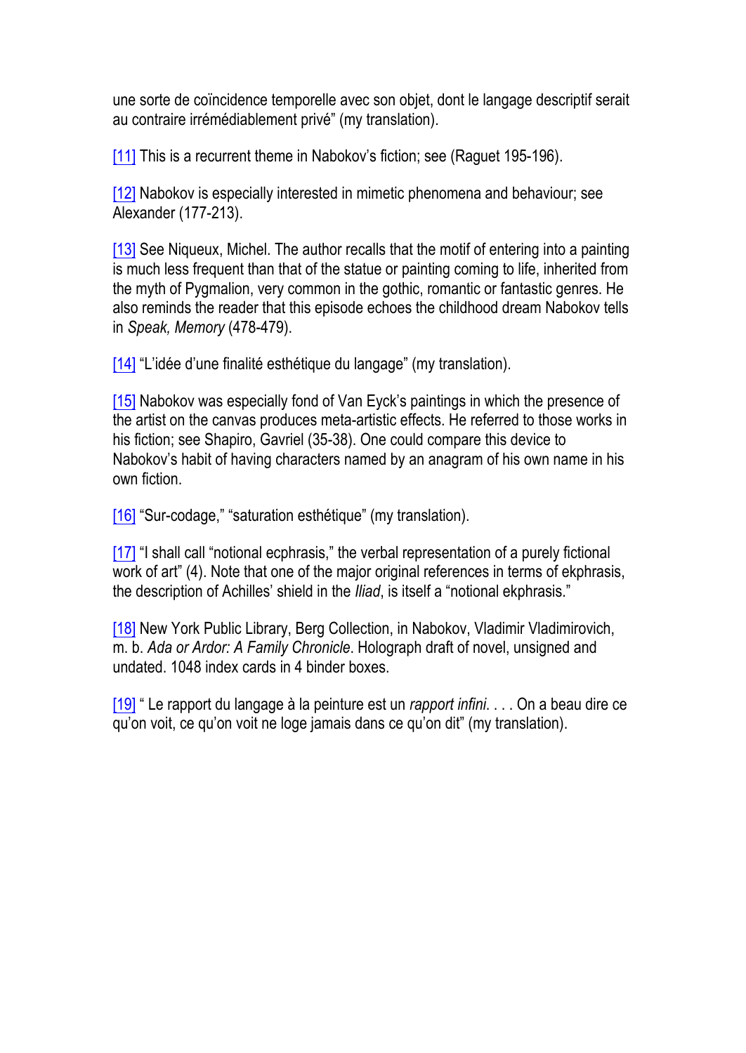une sorte de coïncidence temporelle avec son objet, dont le langage descriptif serait au contraire irrémédiablement privé" (my translation).

[11] This is a recurrent theme in Nabokov's fiction; see (Raguet 195-196).

[12] Nabokov is especially interested in mimetic phenomena and behaviour; see Alexander (177-213).

[13] See Niqueux, Michel. The author recalls that the motif of entering into a painting is much less frequent than that of the statue or painting coming to life, inherited from the myth of Pygmalion, very common in the gothic, romantic or fantastic genres. He also reminds the reader that this episode echoes the childhood dream Nabokov tells in *Speak, Memory* (478-479).

[14] "L'idée d'une finalité esthétique du langage" (my translation).

[15] Nabokov was especially fond of Van Eyck's paintings in which the presence of the artist on the canvas produces meta-artistic effects. He referred to those works in his fiction; see Shapiro, Gavriel (35-38). One could compare this device to Nabokov's habit of having characters named by an anagram of his own name in his own fiction.

[16] "Sur-codage," "saturation esthétique" (my translation).

[17] "I shall call "notional ecphrasis," the verbal representation of a purely fictional work of art" (4). Note that one of the major original references in terms of ekphrasis, the description of Achilles' shield in the *Iliad*, is itself a "notional ekphrasis."

[18] New York Public Library, Berg Collection, in Nabokov, Vladimir Vladimirovich, m. b. *Ada or Ardor: A Family Chronicle*. Holograph draft of novel, unsigned and undated. 1048 index cards in 4 binder boxes.

[19] " Le rapport du langage à la peinture est un *rapport infini*. . . . On a beau dire ce qu'on voit, ce qu'on voit ne loge jamais dans ce qu'on dit" (my translation).